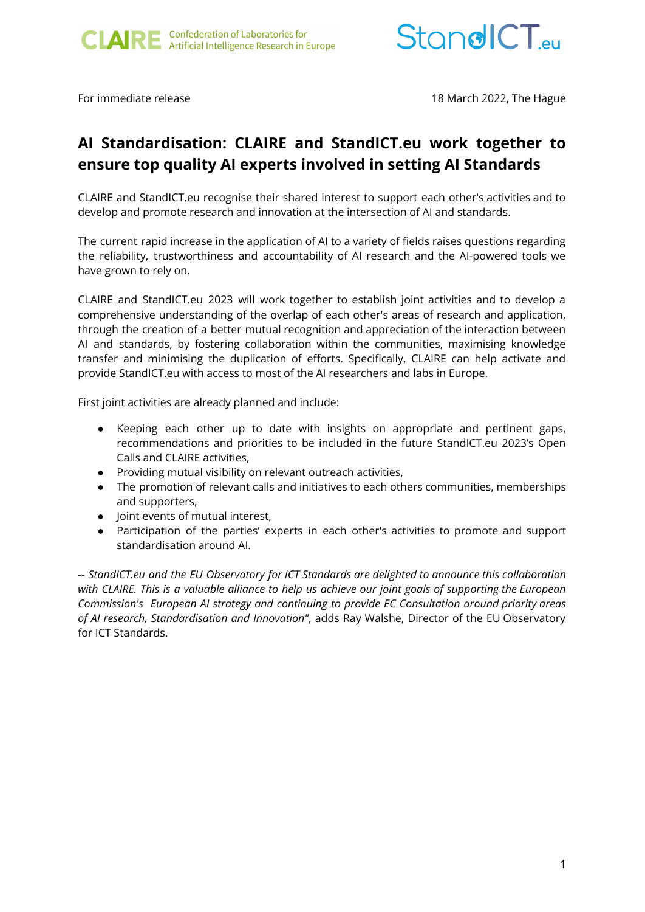CLAIRE Confederation of Laboratories for Artificial Intelligence Research in Europe

StandICT.eu

For immediate release

18 March 2022, The Hague

# AI Standardisation: CLAIRE and StandICT.eu work together to ensure top quality AI experts involved in setting AI Standards

CLAIRE and StandICT.eu recognise their shared interest to support each other's activities and to develop and promote research and innovation at the intersection of AI and standards.

The current rapid increase in the application of AI to a variety of fields raises questions regarding the reliability, trustworthiness and accountability of AI research and the AI-powered tools we have grown to rely on.

CLAIRE and StandICT.eu 2023 will work together to establish joint activities and to develop a comprehensive understanding of the overlap of each other's areas of research and application, through the creation of a better mutual recognition and appreciation of the interaction between AI and standards, by fostering collaboration within the communities, maximising knowledge transfer and minimising the duplication of efforts. Specifically, CLAIRE can help activate and provide StandICT.eu with access to most of the AI researchers and labs in Europe.

First joint activities are already planned and include:

- Keeping each other up to date with insights on appropriate and pertinent gaps, recommendations and priorities to be included in the future StandICT.eu 2023's Open Calls and CLAIRE activities,
- Providing mutual visibility on relevant outreach activities,
- The promotion of relevant calls and initiatives to each others communities, memberships and supporters,
- Joint events of mutual interest,
- Participation of the parties' experts in each other's activities to promote and support standardisation around AI.

*-- StandICT.eu and the EU Observatory for ICT Standards are delighted to announce this collaboration with CLAIRE. This is a valuable alliance to help us achieve our joint goals of supporting the European Commission's European AI strategy and continuing to provide EC Consultation around priority areas of AI research, Standardisation and Innovation"*, adds Ray Walshe, Director of the EU Observatory for ICT Standards.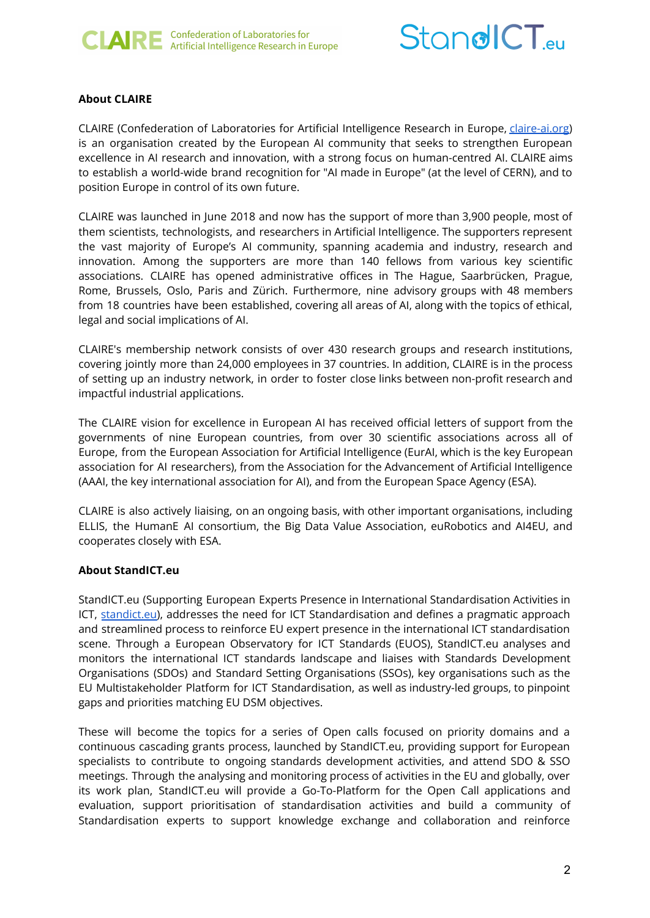**About CLAIRE**

CLAIRE (Confederation of Laboratories for Artificial Intelligence Research in Europe, [claire-ai.org](claire-ai.org)) is an organisation created by the European AI community that seeks to strengthen European excellence in AI research and innovation, with a strong focus on human-centred AI. CLAIRE aims to establish a world-wide brand recognition for "AI made in Europe" (at the level of CERN), and to position Europe in control of its own future.

CLAIRE was launched in June 2018 and now has the support of more than 3,900 people, most of them scientists, technologists, and researchers in Artificial Intelligence. The supporters represent the vast majority of Europe's AI community, spanning academia and industry, research and innovation. Among the supporters are more than 140 fellows from various key scientific associations. CLAIRE has opened administrative offices in The Hague, Saarbrücken, Prague, Rome, Brussels, Oslo, Paris and Zürich. Furthermore, nine advisory groups with 48 members from 18 countries have been established, covering all areas of AI, along with the topics of ethical, legal and social implications of AI.

CLAIRE's membership network consists of over 430 research groups and research institutions, covering jointly more than 24,000 employees in 37 countries. In addition, CLAIRE is in the process of setting up an industry network, in order to foster close links between non-profit research and impactful industrial applications.

The CLAIRE vision for excellence in European AI has received official letters of support from the governments of nine European countries, from over 30 scientific associations across all of Europe, from the European Association for Artificial Intelligence (EurAI, which is the key European association for AI researchers), from the Association for the Advancement of Artificial Intelligence (AAAI, the key international association for AI), and from the European Space Agency (ESA).

CLAIRE is also actively liaising, on an ongoing basis, with other important organisations, including ELLIS, the HumanE AI consortium, the Big Data Value Association, euRobotics and AI4EU, and cooperates closely with ESA.

**About StandICT.eu**

StandICT.eu (Supporting European Experts Presence in International Standardisation Activities in ICT, [standict.eu](standict.eu)), addresses the need for ICT Standardisation and defines a pragmatic approach and streamlined process to reinforce EU expert presence in the international ICT standardisation scene. Through a European Observatory for ICT Standards (EUOS), StandICT.eu analyses and monitors the international ICT standards landscape and liaises with Standards Development Organisations (SDOs) and Standard Setting Organisations (SSOs), key organisations such as the EU Multistakeholder Platform for ICT Standardisation, as well as industry-led groups, to pinpoint gaps and priorities matching EU DSM objectives.

These will become the topics for a series of Open calls focused on priority domains and a continuous cascading grants process, launched by StandICT.eu, providing support for European specialists to contribute to ongoing standards development activities, and attend SDO & SSO meetings. Through the analysing and monitoring process of activities in the EU and globally, over its work plan, StandICT.eu will provide a Go-To-Platform for the Open Call applications and evaluation, support prioritisation of standardisation activities and build a community of Standardisation experts to support knowledge exchange and collaboration and reinforce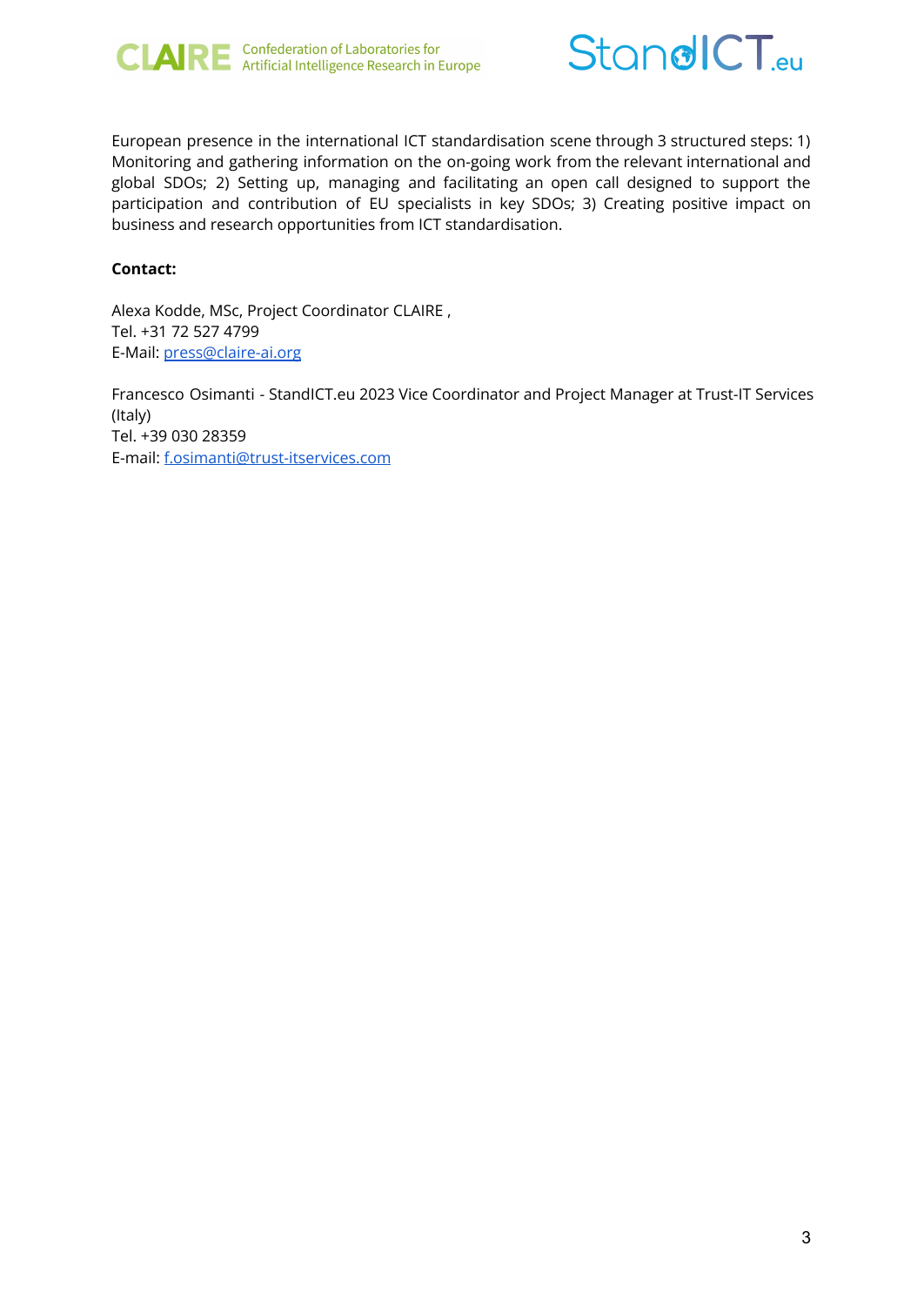European presence in the international ICT standardisation scene through 3 structured steps: 1) Monitoring and gathering information on the on-going work from the relevant international and global SDOs; 2) Setting up, managing and facilitating an open call designed to support the participation and contribution of EU specialists in key SDOs; 3) Creating positive impact on business and research opportunities from ICT standardisation.

**Contact:**

Alexa Kodde, MSc, Project Coordinator CLAIRE ,
Tel. +31 72 527 4799
E-Mail: press@claire-ai.org

Francesco Osimanti - StandICT.eu 2023 Vice Coordinator and Project Manager at Trust-IT Services (Italy)
Tel. +39 030 28359
E-mail: f.osimanti@trust-itservices.com